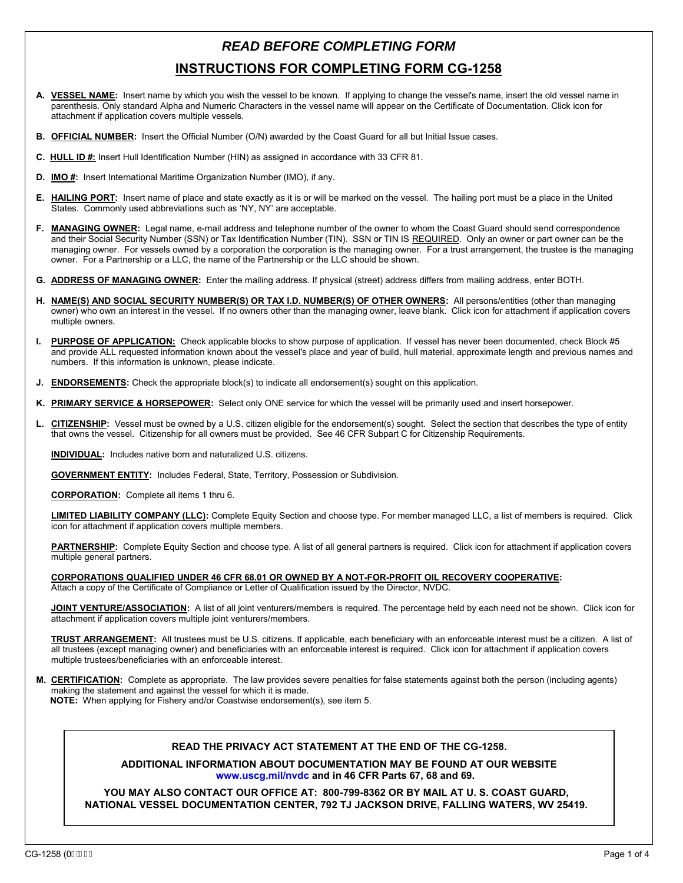# *READ BEFORE COMPLETING FORM*

## INSTRUCTIONS FOR COMPLETING FORM CG-1258

**A.** **VESSEL NAME:** Insert name by which you wish the vessel to be known. If applying to change the vessel's name, insert the old vessel name in parenthesis. Only standard Alpha and Numeric Characters in the vessel name will appear on the Certificate of Documentation. Click icon for attachment if application covers multiple vessels.

**B.** **OFFICIAL NUMBER:** Insert the Official Number (O/N) awarded by the Coast Guard for all but Initial Issue cases.

**C.** **HULL ID #:** Insert Hull Identification Number (HIN) as assigned in accordance with 33 CFR 81.

**D.** **IMO #:** Insert International Maritime Organization Number (IMO), if any.

**E.** **HAILING PORT:** Insert name of place and state exactly as it is or will be marked on the vessel. The hailing port must be a place in the United States. Commonly used abbreviations such as 'NY, NY' are acceptable.

**F.** **MANAGING OWNER:** Legal name, e-mail address and telephone number of the owner to whom the Coast Guard should send correspondence and their Social Security Number (SSN) or Tax Identification Number (TIN). SSN or TIN IS REQUIRED. Only an owner or part owner can be the managing owner. For vessels owned by a corporation the corporation is the managing owner. For a trust arrangement, the trustee is the managing owner. For a Partnership or a LLC, the name of the Partnership or the LLC should be shown.

**G.** **ADDRESS OF MANAGING OWNER:** Enter the mailing address. If physical (street) address differs from mailing address, enter BOTH.

**H.** **NAME(S) AND SOCIAL SECURITY NUMBER(S) OR TAX I.D. NUMBER(S) OF OTHER OWNERS:** All persons/entities (other than managing owner) who own an interest in the vessel. If no owners other than the managing owner, leave blank. Click icon for attachment if application covers multiple owners.

**I.** **PURPOSE OF APPLICATION:** Check applicable blocks to show purpose of application. If vessel has never been documented, check Block #5 and provide ALL requested information known about the vessel's place and year of build, hull material, approximate length and previous names and numbers. If this information is unknown, please indicate.

**J.** **ENDORSEMENTS:** Check the appropriate block(s) to indicate all endorsement(s) sought on this application.

**K.** **PRIMARY SERVICE & HORSEPOWER:** Select only ONE service for which the vessel will be primarily used and insert horsepower.

**L.** **CITIZENSHIP:** Vessel must be owned by a U.S. citizen eligible for the endorsement(s) sought. Select the section that describes the type of entity that owns the vessel. Citizenship for all owners must be provided. See 46 CFR Subpart C for Citizenship Requirements.

**INDIVIDUAL:** Includes native born and naturalized U.S. citizens.

**GOVERNMENT ENTITY:** Includes Federal, State, Territory, Possession or Subdivision.

**CORPORATION:** Complete all items 1 thru 6.

**LIMITED LIABILITY COMPANY (LLC):** Complete Equity Section and choose type. For member managed LLC, a list of members is required. Click icon for attachment if application covers multiple members.

**PARTNERSHIP:** Complete Equity Section and choose type. A list of all general partners is required. Click icon for attachment if application covers multiple general partners.

**CORPORATIONS QUALIFIED UNDER 46 CFR 68.01 OR OWNED BY A NOT-FOR-PROFIT OIL RECOVERY COOPERATIVE:** Attach a copy of the Certificate of Compliance or Letter of Qualification issued by the Director, NVDC.

**JOINT VENTURE/ASSOCIATION:** A list of all joint venturers/members is required. The percentage held by each need not be shown. Click icon for attachment if application covers multiple joint venturers/members.

**TRUST ARRANGEMENT:** All trustees must be U.S. citizens. If applicable, each beneficiary with an enforceable interest must be a citizen. A list of all trustees (except managing owner) and beneficiaries with an enforceable interest is required. Click icon for attachment if application covers multiple trustees/beneficiaries with an enforceable interest.

**M.** **CERTIFICATION:** Complete as appropriate. The law provides severe penalties for false statements against both the person (including agents) making the statement and against the vessel for which it is made.
**NOTE:** When applying for Fishery and/or Coastwise endorsement(s), see item 5.

**READ THE PRIVACY ACT STATEMENT AT THE END OF THE CG-1258.**

**ADDITIONAL INFORMATION ABOUT DOCUMENTATION MAY BE FOUND AT OUR WEBSITE www.uscg.mil/nvdc and in 46 CFR Parts 67, 68 and 69.**

**YOU MAY ALSO CONTACT OUR OFFICE AT: 800-799-8362 OR BY MAIL AT U. S. COAST GUARD, NATIONAL VESSEL DOCUMENTATION CENTER, 792 TJ JACKSON DRIVE, FALLING WATERS, WV 25419.**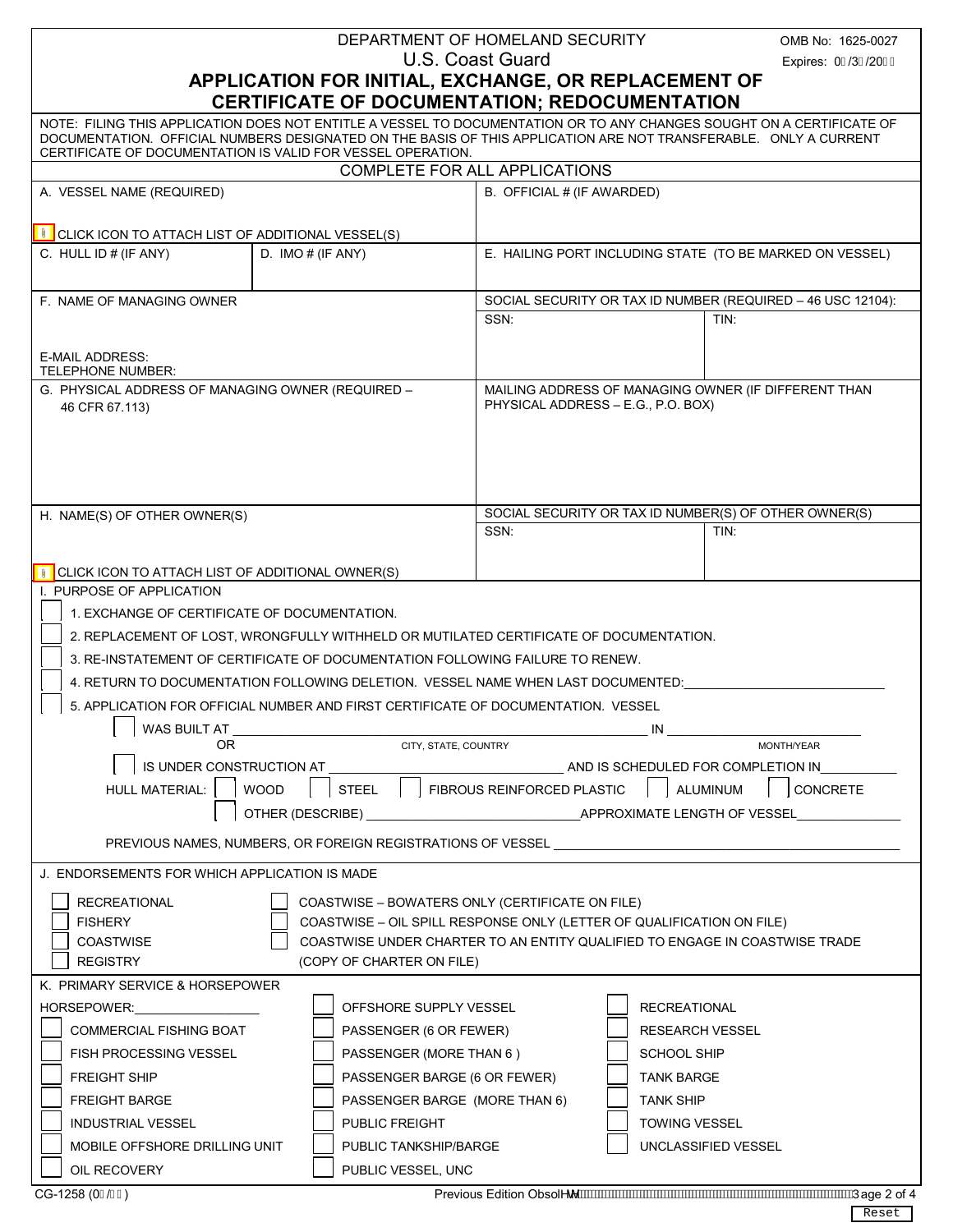DEPARTMENT OF HOMELAND SECURITY
U.S. Coast Guard

OMB No: 1625-0027
Expires: 0 /3 /20

# APPLICATION FOR INITIAL, EXCHANGE, OR REPLACEMENT OF CERTIFICATE OF DOCUMENTATION; REDOCUMENTATION

NOTE: FILING THIS APPLICATION DOES NOT ENTITLE A VESSEL TO DOCUMENTATION OR TO ANY CHANGES SOUGHT ON A CERTIFICATE OF DOCUMENTATION. OFFICIAL NUMBERS DESIGNATED ON THE BASIS OF THIS APPLICATION ARE NOT TRANSFERABLE. ONLY A CURRENT CERTIFICATE OF DOCUMENTATION IS VALID FOR VESSEL OPERATION.

## COMPLETE FOR ALL APPLICATIONS

| A. VESSEL NAME (REQUIRED)<br><br>CLICK ICON TO ATTACH LIST OF ADDITIONAL VESSEL(S) | | B. OFFICIAL # (IF AWARDED) | |
|---|---|---|---|
| C. HULL ID # (IF ANY) | D. IMO # (IF ANY) | E. HAILING PORT INCLUDING STATE (TO BE MARKED ON VESSEL) | |
| F. NAME OF MANAGING OWNER<br><br>E-MAIL ADDRESS:<br>TELEPHONE NUMBER: | | SOCIAL SECURITY OR TAX ID NUMBER (REQUIRED – 46 USC 12104):<br>SSN: | TIN: |
| G. PHYSICAL ADDRESS OF MANAGING OWNER (REQUIRED – 46 CFR 67.113) | | MAILING ADDRESS OF MANAGING OWNER (IF DIFFERENT THAN PHYSICAL ADDRESS – E.G., P.O. BOX) | |
| H. NAME(S) OF OTHER OWNER(S)<br><br>CLICK ICON TO ATTACH LIST OF ADDITIONAL OWNER(S) | | SOCIAL SECURITY OR TAX ID NUMBER(S) OF OTHER OWNER(S)<br>SSN: | TIN: |

### I. PURPOSE OF APPLICATION

- ☐ 1. EXCHANGE OF CERTIFICATE OF DOCUMENTATION.
- ☐ 2. REPLACEMENT OF LOST, WRONGFULLY WITHHELD OR MUTILATED CERTIFICATE OF DOCUMENTATION.
- ☐ 3. RE-INSTATEMENT OF CERTIFICATE OF DOCUMENTATION FOLLOWING FAILURE TO RENEW.
- ☐ 4. RETURN TO DOCUMENTATION FOLLOWING DELETION. VESSEL NAME WHEN LAST DOCUMENTED:____________________________
- ☐ 5. APPLICATION FOR OFFICIAL NUMBER AND FIRST CERTIFICATE OF DOCUMENTATION. VESSEL
  - ☐ WAS BUILT AT ____________________ (CITY, STATE, COUNTRY) IN ____________ (MONTH/YEAR)
  - OR
  - ☐ IS UNDER CONSTRUCTION AT ______________________________ AND IS SCHEDULED FOR COMPLETION IN__________

  HULL MATERIAL: ☐ WOOD ☐ STEEL ☐ FIBROUS REINFORCED PLASTIC ☐ ALUMINUM ☐ CONCRETE
  ☐ OTHER (DESCRIBE) ______________________________ APPROXIMATE LENGTH OF VESSEL_______________

  PREVIOUS NAMES, NUMBERS, OR FOREIGN REGISTRATIONS OF VESSEL ______________________________________________

### J. ENDORSEMENTS FOR WHICH APPLICATION IS MADE

- ☐ RECREATIONAL
- ☐ FISHERY
- ☐ COASTWISE
- ☐ REGISTRY
- ☐ COASTWISE – BOWATERS ONLY (CERTIFICATE ON FILE)
- ☐ COASTWISE – OIL SPILL RESPONSE ONLY (LETTER OF QUALIFICATION ON FILE)
- ☐ COASTWISE UNDER CHARTER TO AN ENTITY QUALIFIED TO ENGAGE IN COASTWISE TRADE (COPY OF CHARTER ON FILE)

### K. PRIMARY SERVICE & HORSEPOWER

HORSEPOWER:__________________

| | | |
|---|---|---|
| ☐ COMMERCIAL FISHING BOAT | ☐ OFFSHORE SUPPLY VESSEL | ☐ RECREATIONAL |
| ☐ FISH PROCESSING VESSEL | ☐ PASSENGER (6 OR FEWER) | ☐ RESEARCH VESSEL |
| ☐ FREIGHT SHIP | ☐ PASSENGER (MORE THAN 6 ) | ☐ SCHOOL SHIP |
| ☐ FREIGHT BARGE | ☐ PASSENGER BARGE (6 OR FEWER) | ☐ TANK BARGE |
| ☐ INDUSTRIAL VESSEL | ☐ PASSENGER BARGE (MORE THAN 6) | ☐ TANK SHIP |
| ☐ MOBILE OFFSHORE DRILLING UNIT | ☐ PUBLIC FREIGHT | ☐ TOWING VESSEL |
| ☐ OIL RECOVERY | ☐ PUBLIC TANKSHIP/BARGE | ☐ UNCLASSIFIED VESSEL |
| | ☐ PUBLIC VESSEL, UNC | |

CG-1258 (0 / ) Previous Edition Obsolete

Reset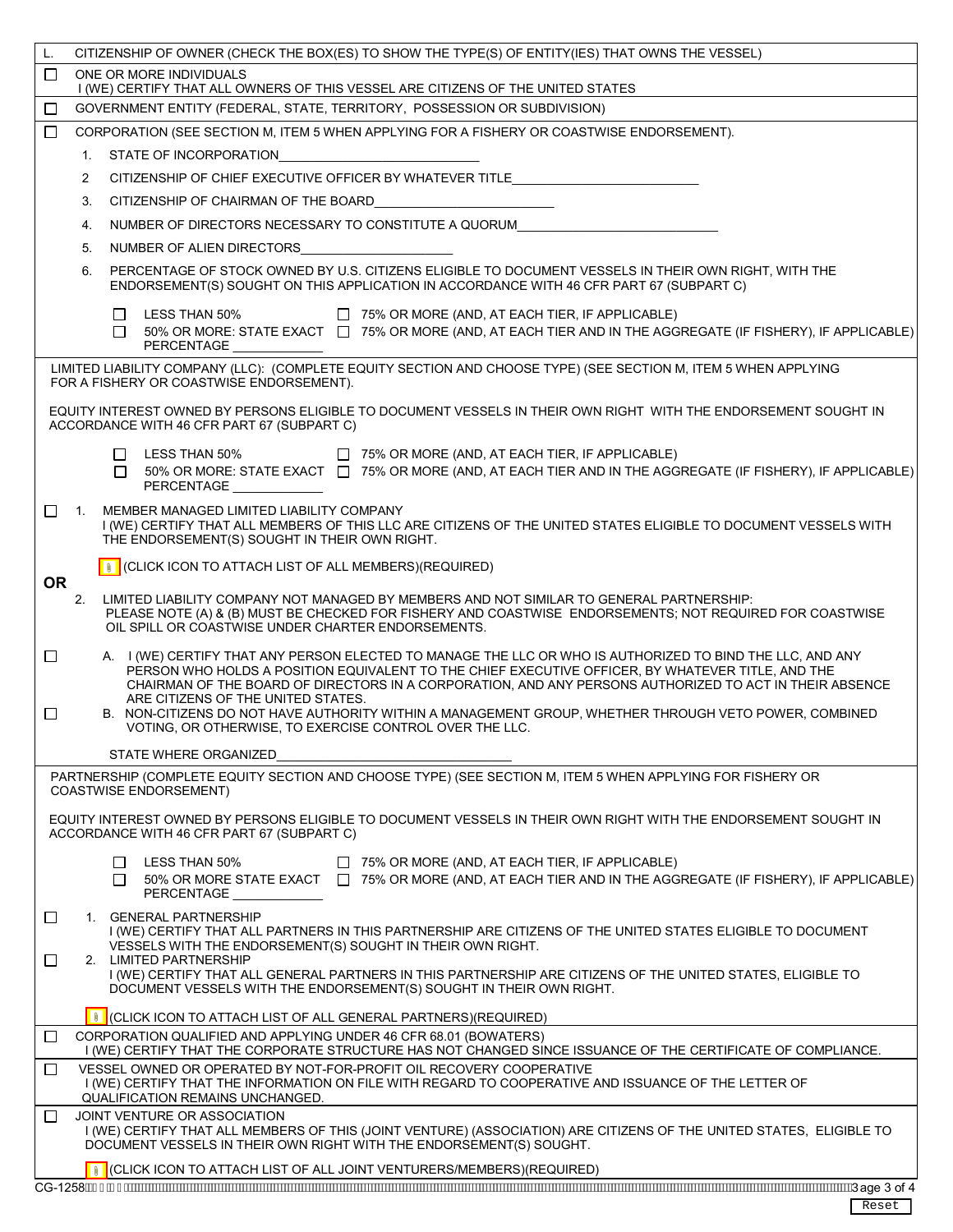## L. CITIZENSHIP OF OWNER (CHECK THE BOX(ES) TO SHOW THE TYPE(S) OF ENTITY(IES) THAT OWNS THE VESSEL)

☐ ONE OR MORE INDIVIDUALS
I (WE) CERTIFY THAT ALL OWNERS OF THIS VESSEL ARE CITIZENS OF THE UNITED STATES

☐ GOVERNMENT ENTITY (FEDERAL, STATE, TERRITORY, POSSESSION OR SUBDIVISION)

☐ CORPORATION (SEE SECTION M, ITEM 5 WHEN APPLYING FOR A FISHERY OR COASTWISE ENDORSEMENT).

1. STATE OF INCORPORATION ____________________
2. CITIZENSHIP OF CHIEF EXECUTIVE OFFICER BY WHATEVER TITLE ____________________
3. CITIZENSHIP OF CHAIRMAN OF THE BOARD ____________________
4. NUMBER OF DIRECTORS NECESSARY TO CONSTITUTE A QUORUM ____________________
5. NUMBER OF ALIEN DIRECTORS ____________________
6. PERCENTAGE OF STOCK OWNED BY U.S. CITIZENS ELIGIBLE TO DOCUMENT VESSELS IN THEIR OWN RIGHT, WITH THE ENDORSEMENT(S) SOUGHT ON THIS APPLICATION IN ACCORDANCE WITH 46 CFR PART 67 (SUBPART C)

☐ LESS THAN 50%
☐ 50% OR MORE: STATE EXACT PERCENTAGE ____________
☐ 75% OR MORE (AND, AT EACH TIER, IF APPLICABLE)
☐ 75% OR MORE (AND, AT EACH TIER AND IN THE AGGREGATE (IF FISHERY), IF APPLICABLE)

LIMITED LIABILITY COMPANY (LLC): (COMPLETE EQUITY SECTION AND CHOOSE TYPE) (SEE SECTION M, ITEM 5 WHEN APPLYING FOR A FISHERY OR COASTWISE ENDORSEMENT).

EQUITY INTEREST OWNED BY PERSONS ELIGIBLE TO DOCUMENT VESSELS IN THEIR OWN RIGHT WITH THE ENDORSEMENT SOUGHT IN ACCORDANCE WITH 46 CFR PART 67 (SUBPART C)

☐ LESS THAN 50%
☐ 50% OR MORE: STATE EXACT PERCENTAGE ____________
☐ 75% OR MORE (AND, AT EACH TIER, IF APPLICABLE)
☐ 75% OR MORE (AND, AT EACH TIER AND IN THE AGGREGATE (IF FISHERY), IF APPLICABLE)

☐ 1. MEMBER MANAGED LIMITED LIABILITY COMPANY
I (WE) CERTIFY THAT ALL MEMBERS OF THIS LLC ARE CITIZENS OF THE UNITED STATES ELIGIBLE TO DOCUMENT VESSELS WITH THE ENDORSEMENT(S) SOUGHT IN THEIR OWN RIGHT.

(CLICK ICON TO ATTACH LIST OF ALL MEMBERS)(REQUIRED)

**OR**

2. LIMITED LIABILITY COMPANY NOT MANAGED BY MEMBERS AND NOT SIMILAR TO GENERAL PARTNERSHIP:
PLEASE NOTE (A) & (B) MUST BE CHECKED FOR FISHERY AND COASTWISE ENDORSEMENTS; NOT REQUIRED FOR COASTWISE OIL SPILL OR COASTWISE UNDER CHARTER ENDORSEMENTS.

☐ A. I (WE) CERTIFY THAT ANY PERSON ELECTED TO MANAGE THE LLC OR WHO IS AUTHORIZED TO BIND THE LLC, AND ANY PERSON WHO HOLDS A POSITION EQUIVALENT TO THE CHIEF EXECUTIVE OFFICER, BY WHATEVER TITLE, AND THE CHAIRMAN OF THE BOARD OF DIRECTORS IN A CORPORATION, AND ANY PERSONS AUTHORIZED TO ACT IN THEIR ABSENCE ARE CITIZENS OF THE UNITED STATES.

☐ B. NON-CITIZENS DO NOT HAVE AUTHORITY WITHIN A MANAGEMENT GROUP, WHETHER THROUGH VETO POWER, COMBINED VOTING, OR OTHERWISE, TO EXERCISE CONTROL OVER THE LLC.

STATE WHERE ORGANIZED ____________________

PARTNERSHIP (COMPLETE EQUITY SECTION AND CHOOSE TYPE) (SEE SECTION M, ITEM 5 WHEN APPLYING FOR FISHERY OR COASTWISE ENDORSEMENT)

EQUITY INTEREST OWNED BY PERSONS ELIGIBLE TO DOCUMENT VESSELS IN THEIR OWN RIGHT WITH THE ENDORSEMENT SOUGHT IN ACCORDANCE WITH 46 CFR PART 67 (SUBPART C)

☐ LESS THAN 50%
☐ 50% OR MORE STATE EXACT PERCENTAGE ____________
☐ 75% OR MORE (AND, AT EACH TIER, IF APPLICABLE)
☐ 75% OR MORE (AND, AT EACH TIER AND IN THE AGGREGATE (IF FISHERY), IF APPLICABLE)

☐ 1. GENERAL PARTNERSHIP
I (WE) CERTIFY THAT ALL PARTNERS IN THIS PARTNERSHIP ARE CITIZENS OF THE UNITED STATES ELIGIBLE TO DOCUMENT VESSELS WITH THE ENDORSEMENT(S) SOUGHT IN THEIR OWN RIGHT.

☐ 2. LIMITED PARTNERSHIP
I (WE) CERTIFY THAT ALL GENERAL PARTNERS IN THIS PARTNERSHIP ARE CITIZENS OF THE UNITED STATES, ELIGIBLE TO DOCUMENT VESSELS WITH THE ENDORSEMENT(S) SOUGHT IN THEIR OWN RIGHT.

(CLICK ICON TO ATTACH LIST OF ALL GENERAL PARTNERS)(REQUIRED)

☐ CORPORATION QUALIFIED AND APPLYING UNDER 46 CFR 68.01 (BOWATERS)
I (WE) CERTIFY THAT THE CORPORATE STRUCTURE HAS NOT CHANGED SINCE ISSUANCE OF THE CERTIFICATE OF COMPLIANCE.

☐ VESSEL OWNED OR OPERATED BY NOT-FOR-PROFIT OIL RECOVERY COOPERATIVE
I (WE) CERTIFY THAT THE INFORMATION ON FILE WITH REGARD TO COOPERATIVE AND ISSUANCE OF THE LETTER OF QUALIFICATION REMAINS UNCHANGED.

☐ JOINT VENTURE OR ASSOCIATION
I (WE) CERTIFY THAT ALL MEMBERS OF THIS (JOINT VENTURE) (ASSOCIATION) ARE CITIZENS OF THE UNITED STATES, ELIGIBLE TO DOCUMENT VESSELS IN THEIR OWN RIGHT WITH THE ENDORSEMENT(S) SOUGHT.

(CLICK ICON TO ATTACH LIST OF ALL JOINT VENTURERS/MEMBERS)(REQUIRED)

CG-1258

Reset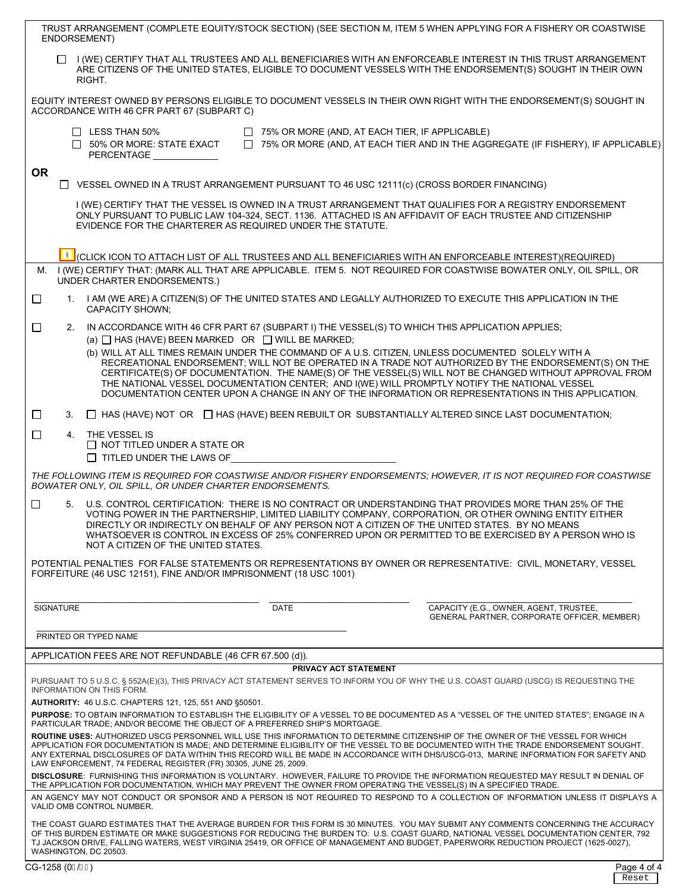TRUST ARRANGEMENT (COMPLETE EQUITY/STOCK SECTION) (SEE SECTION M, ITEM 5 WHEN APPLYING FOR A FISHERY OR COASTWISE ENDORSEMENT)

☐ I (WE) CERTIFY THAT ALL TRUSTEES AND ALL BENEFICIARIES WITH AN ENFORCEABLE INTEREST IN THIS TRUST ARRANGEMENT ARE CITIZENS OF THE UNITED STATES, ELIGIBLE TO DOCUMENT VESSELS WITH THE ENDORSEMENT(S) SOUGHT IN THEIR OWN RIGHT.

EQUITY INTEREST OWNED BY PERSONS ELIGIBLE TO DOCUMENT VESSELS IN THEIR OWN RIGHT WITH THE ENDORSEMENT(S) SOUGHT IN ACCORDANCE WITH 46 CFR PART 67 (SUBPART C)

☐ LESS THAN 50%
☐ 50% OR MORE: STATE EXACT PERCENTAGE ____________
☐ 75% OR MORE (AND, AT EACH TIER, IF APPLICABLE)
☐ 75% OR MORE (AND, AT EACH TIER AND IN THE AGGREGATE (IF FISHERY), IF APPLICABLE)

**OR**

☐ VESSEL OWNED IN A TRUST ARRANGEMENT PURSUANT TO 46 USC 12111(c) (CROSS BORDER FINANCING)

I (WE) CERTIFY THAT THE VESSEL IS OWNED IN A TRUST ARRANGEMENT THAT QUALIFIES FOR A REGISTRY ENDORSEMENT ONLY PURSUANT TO PUBLIC LAW 104-324, SECT. 1136. ATTACHED IS AN AFFIDAVIT OF EACH TRUSTEE AND CITIZENSHIP EVIDENCE FOR THE CHARTERER AS REQUIRED UNDER THE STATUTE.

(CLICK ICON TO ATTACH LIST OF ALL TRUSTEES AND ALL BENEFICIARIES WITH AN ENFORCEABLE INTEREST)(REQUIRED)

M. I (WE) CERTIFY THAT: (MARK ALL THAT ARE APPLICABLE. ITEM 5. NOT REQUIRED FOR COASTWISE BOWATER ONLY, OIL SPILL, OR UNDER CHARTER ENDORSEMENTS.)

☐ 1. I AM (WE ARE) A CITIZEN(S) OF THE UNITED STATES AND LEGALLY AUTHORIZED TO EXECUTE THIS APPLICATION IN THE CAPACITY SHOWN;

☐ 2. IN ACCORDANCE WITH 46 CFR PART 67 (SUBPART I) THE VESSEL(S) TO WHICH THIS APPLICATION APPLIES;

(a) ☐ HAS (HAVE) BEEN MARKED OR ☐ WILL BE MARKED;

(b) WILL AT ALL TIMES REMAIN UNDER THE COMMAND OF A U.S. CITIZEN, UNLESS DOCUMENTED SOLELY WITH A RECREATIONAL ENDORSEMENT; WILL NOT BE OPERATED IN A TRADE NOT AUTHORIZED BY THE ENDORSEMENT(S) ON THE CERTIFICATE(S) OF DOCUMENTATION. THE NAME(S) OF THE VESSEL(S) WILL NOT BE CHANGED WITHOUT APPROVAL FROM THE NATIONAL VESSEL DOCUMENTATION CENTER; AND I(WE) WILL PROMPTLY NOTIFY THE NATIONAL VESSEL DOCUMENTATION CENTER UPON A CHANGE IN ANY OF THE INFORMATION OR REPRESENTATIONS IN THIS APPLICATION.

☐ 3. ☐ HAS (HAVE) NOT OR ☐ HAS (HAVE) BEEN REBUILT OR SUBSTANTIALLY ALTERED SINCE LAST DOCUMENTATION;

☐ 4. THE VESSEL IS
☐ NOT TITLED UNDER A STATE OR
☐ TITLED UNDER THE LAWS OF______________________________

*THE FOLLOWING ITEM IS REQUIRED FOR COASTWISE AND/OR FISHERY ENDORSEMENTS; HOWEVER, IT IS NOT REQUIRED FOR COASTWISE BOWATER ONLY, OIL SPILL, OR UNDER CHARTER ENDORSEMENTS.*

☐ 5. U.S. CONTROL CERTIFICATION: THERE IS NO CONTRACT OR UNDERSTANDING THAT PROVIDES MORE THAN 25% OF THE VOTING POWER IN THE PARTNERSHIP, LIMITED LIABILITY COMPANY, CORPORATION, OR OTHER OWNING ENTITY EITHER DIRECTLY OR INDIRECTLY ON BEHALF OF ANY PERSON NOT A CITIZEN OF THE UNITED STATES. BY NO MEANS WHATSOEVER IS CONTROL IN EXCESS OF 25% CONFERRED UPON OR PERMITTED TO BE EXERCISED BY A PERSON WHO IS NOT A CITIZEN OF THE UNITED STATES.

POTENTIAL PENALTIES FOR FALSE STATEMENTS OR REPRESENTATIONS BY OWNER OR REPRESENTATIVE: CIVIL, MONETARY, VESSEL FORFEITURE (46 USC 12151), FINE AND/OR IMPRISONMENT (18 USC 1001)

| | | |
|---|---|---|
| SIGNATURE | DATE | CAPACITY (E.G., OWNER, AGENT, TRUSTEE, GENERAL PARTNER, CORPORATE OFFICER, MEMBER) |

PRINTED OR TYPED NAME

APPLICATION FEES ARE NOT REFUNDABLE (46 CFR 67.500 (d)).

## PRIVACY ACT STATEMENT

PURSUANT TO 5 U.S.C. § 552A(E)(3), THIS PRIVACY ACT STATEMENT SERVES TO INFORM YOU OF WHY THE U.S. COAST GUARD (USCG) IS REQUESTING THE INFORMATION ON THIS FORM.

**AUTHORITY:** 46 U.S.C. CHAPTERS 121, 125, 551 AND §50501.

**PURPOSE:** TO OBTAIN INFORMATION TO ESTABLISH THE ELIGIBILITY OF A VESSEL TO BE DOCUMENTED AS A "VESSEL OF THE UNITED STATES"; ENGAGE IN A PARTICULAR TRADE; AND/OR BECOME THE OBJECT OF A PREFERRED SHIP'S MORTGAGE.

**ROUTINE USES:** AUTHORIZED USCG PERSONNEL WILL USE THIS INFORMATION TO DETERMINE CITIZENSHIP OF THE OWNER OF THE VESSEL FOR WHICH APPLICATION FOR DOCUMENTATION IS MADE; AND DETERMINE ELIGIBILITY OF THE VESSEL TO BE DOCUMENTED WITH THE TRADE ENDORSEMENT SOUGHT. ANY EXTERNAL DISCLOSURES OF DATA WITHIN THIS RECORD WILL BE MADE IN ACCORDANCE WITH DHS/USCG-013, MARINE INFORMATION FOR SAFETY AND LAW ENFORCEMENT, 74 FEDERAL REGISTER (FR) 30305, JUNE 25, 2009.

**DISCLOSURE**: FURNISHING THIS INFORMATION IS VOLUNTARY. HOWEVER, FAILURE TO PROVIDE THE INFORMATION REQUESTED MAY RESULT IN DENIAL OF THE APPLICATION FOR DOCUMENTATION, WHICH MAY PREVENT THE OWNER FROM OPERATING THE VESSEL(S) IN A SPECIFIED TRADE.

AN AGENCY MAY NOT CONDUCT OR SPONSOR AND A PERSON IS NOT REQUIRED TO RESPOND TO A COLLECTION OF INFORMATION UNLESS IT DISPLAYS A VALID OMB CONTROL NUMBER.

THE COAST GUARD ESTIMATES THAT THE AVERAGE BURDEN FOR THIS FORM IS 30 MINUTES. YOU MAY SUBMIT ANY COMMENTS CONCERNING THE ACCURACY OF THIS BURDEN ESTIMATE OR MAKE SUGGESTIONS FOR REDUCING THE BURDEN TO: U.S. COAST GUARD, NATIONAL VESSEL DOCUMENTATION CENTER, 792 TJ JACKSON DRIVE, FALLING WATERS, WEST VIRGINIA 25419, OR OFFICE OF MANAGEMENT AND BUDGET, PAPERWORK REDUCTION PROJECT (1625-0027), WASHINGTON, DC 20503.

CG-1258

Reset